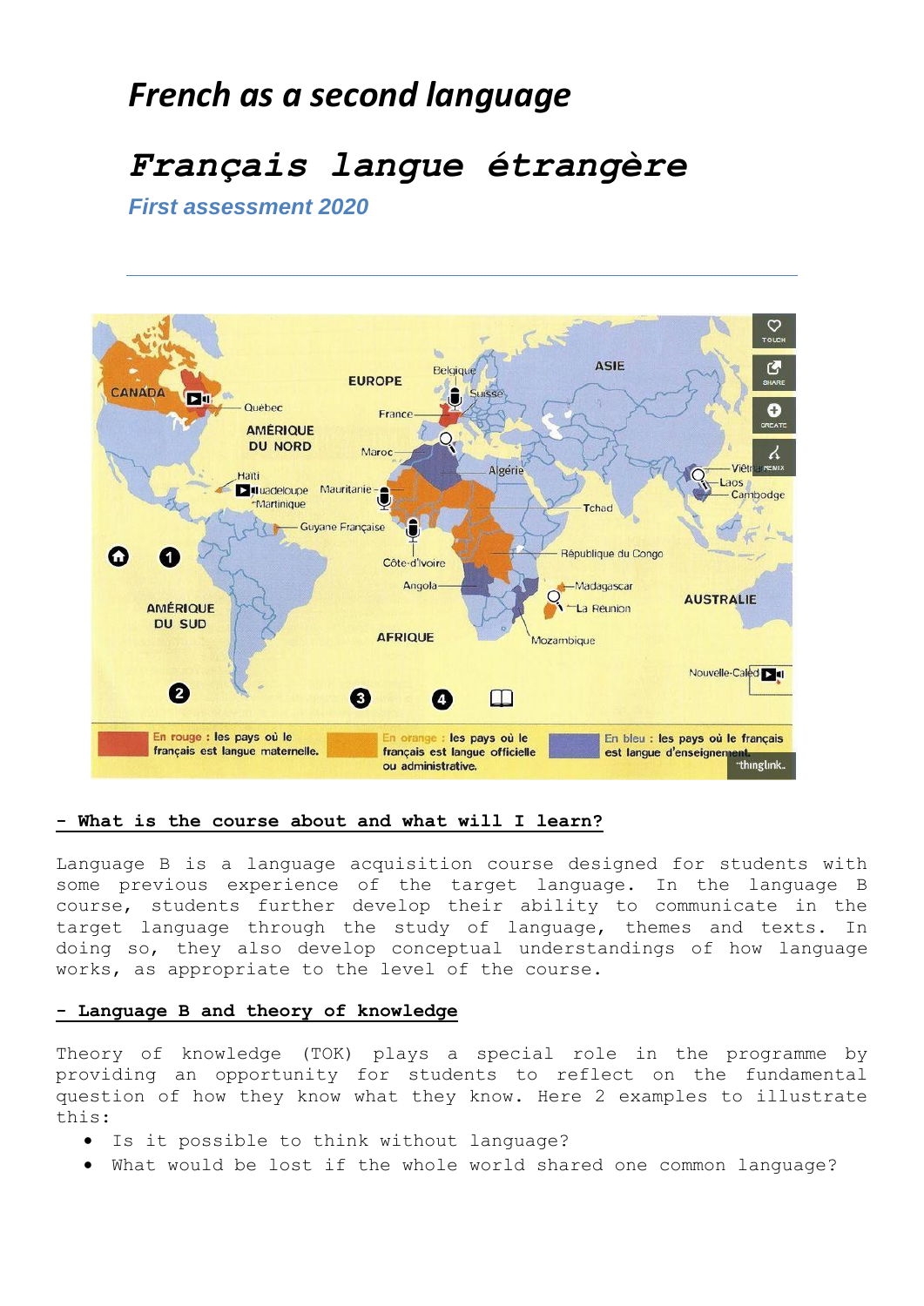# French as a second language

# Français langue étrangère

### First assessment 2020

---

## - What is the course about and what will I learn?

Language B is a language acquisition course designed for students with some previous experience of the target language. In the language B course, students further develop their ability to communicate in the target language through the study of language, themes and texts. In doing so, they also develop conceptual understandings of how language works, as appropriate to the level of the course.

## - Language B and theory of knowledge

Theory of knowledge (TOK) plays a special role in the programme by providing an opportunity for students to reflect on the fundamental question of how they know what they know. Here 2 examples to illustrate this:

- Is it possible to think without language?
- What would be lost if the whole world shared one common language?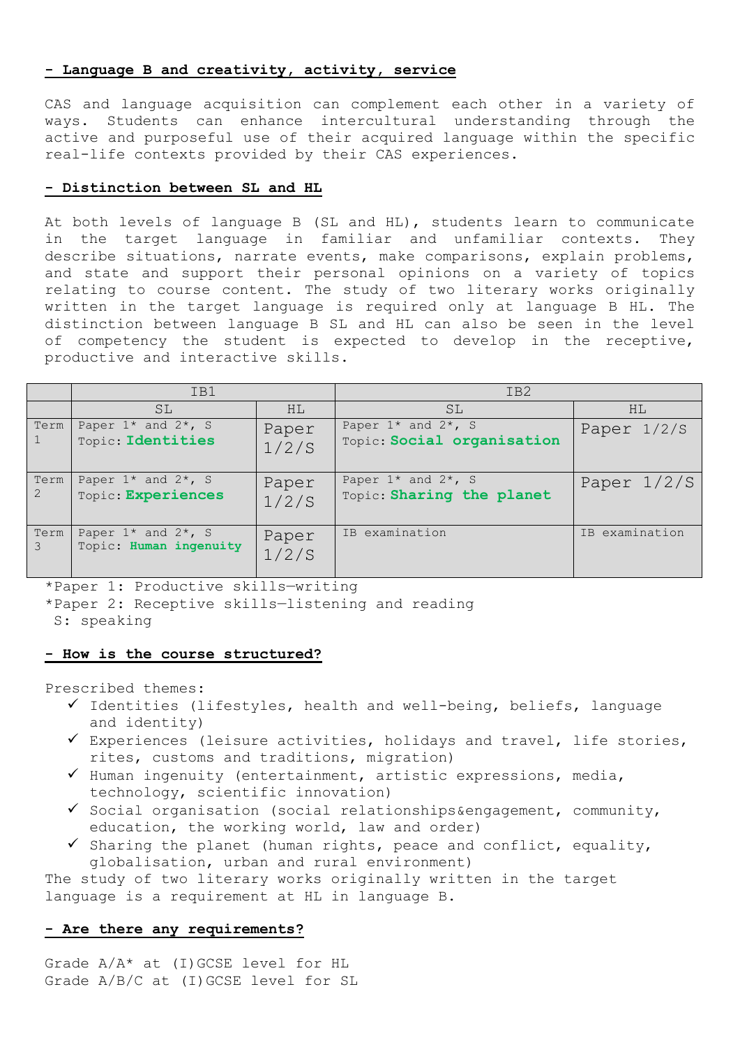**- Language B and creativity, activity, service**

CAS and language acquisition can complement each other in a variety of ways. Students can enhance intercultural understanding through the active and purposeful use of their acquired language within the specific real-life contexts provided by their CAS experiences.

**- Distinction between SL and HL**

At both levels of language B (SL and HL), students learn to communicate in the target language in familiar and unfamiliar contexts. They describe situations, narrate events, make comparisons, explain problems, and state and support their personal opinions on a variety of topics relating to course content. The study of two literary works originally written in the target language is required only at language B HL. The distinction between language B SL and HL can also be seen in the level of competency the student is expected to develop in the receptive, productive and interactive skills.

| | IB1 | | IB2 | |
|---|---|---|---|---|
| | SL | HL | SL | HL |
| Term 1 | Paper 1* and 2*, S<br>Topic: **Identities** | Paper 1/2/S | Paper 1* and 2*, S<br>Topic: **Social organisation** | Paper 1/2/S |
| Term 2 | Paper 1* and 2*, S<br>Topic: **Experiences** | Paper 1/2/S | Paper 1* and 2*, S<br>Topic: **Sharing the planet** | Paper 1/2/S |
| Term 3 | Paper 1* and 2*, S<br>Topic: **Human ingenuity** | Paper 1/2/S | IB examination | IB examination |

*Paper 1: Productive skills—writing
*Paper 2: Receptive skills—listening and reading
S: speaking

**- How is the course structured?**

Prescribed themes:

- ✓ Identities (lifestyles, health and well-being, beliefs, language and identity)
- ✓ Experiences (leisure activities, holidays and travel, life stories, rites, customs and traditions, migration)
- ✓ Human ingenuity (entertainment, artistic expressions, media, technology, scientific innovation)
- ✓ Social organisation (social relationships&engagement, community, education, the working world, law and order)
- ✓ Sharing the planet (human rights, peace and conflict, equality, globalisation, urban and rural environment)

The study of two literary works originally written in the target language is a requirement at HL in language B.

**- Are there any requirements?**

Grade A/A* at (I)GCSE level for HL
Grade A/B/C at (I)GCSE level for SL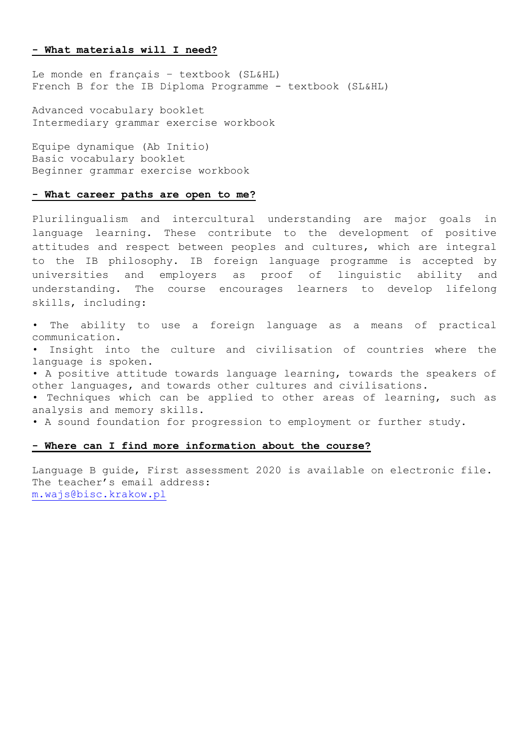**<u>- What materials will I need?</u>**

Le monde en français – textbook (SL&HL)
French B for the IB Diploma Programme - textbook (SL&HL)

Advanced vocabulary booklet
Intermediary grammar exercise workbook

Equipe dynamique (Ab Initio)
Basic vocabulary booklet
Beginner grammar exercise workbook

**<u>- What career paths are open to me?</u>**

Plurilingualism and intercultural understanding are major goals in language learning. These contribute to the development of positive attitudes and respect between peoples and cultures, which are integral to the IB philosophy. IB foreign language programme is accepted by universities and employers as proof of linguistic ability and understanding. The course encourages learners to develop lifelong skills, including:

- The ability to use a foreign language as a means of practical communication.
- Insight into the culture and civilisation of countries where the language is spoken.
- A positive attitude towards language learning, towards the speakers of other languages, and towards other cultures and civilisations.
- Techniques which can be applied to other areas of learning, such as analysis and memory skills.
- A sound foundation for progression to employment or further study.

**<u>- Where can I find more information about the course?</u>**

Language B guide, First assessment 2020 is available on electronic file.
The teacher's email address:
m.wajs@bisc.krakow.pl